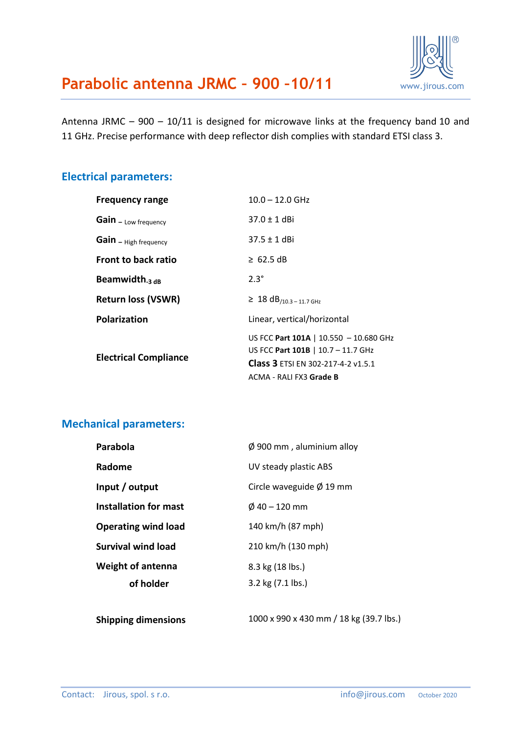# Parabolic antenna JRMC – 900 –10/11

www.jirous.com

Antenna JRMC – 900 – 10/11 is designed for microwave links at the frequency band 10 and 11 GHz. Precise performance with deep reflector dish complies with standard ETSI class 3.

## Electrical parameters:

| | |
|---|---|
| **Frequency range** | 10.0 – 12.0 GHz |
| **Gain** – Low frequency | 37.0 ± 1 dBi |
| **Gain** – High frequency | 37.5 ± 1 dBi |
| **Front to back ratio** | ≥ 62.5 dB |
| **Beamwidth**$_{-3\ dB}$ | 2.3° |
| **Return loss (VSWR)** | ≥ 18 dB$_{/10.3 – 11.7\ GHz}$ |
| **Polarization** | Linear, vertical/horizontal |
| **Electrical Compliance** | US FCC **Part 101A** \| 10.550 – 10.680 GHz<br>US FCC **Part 101B** \| 10.7 – 11.7 GHz<br>**Class 3** ETSI EN 302-217-4-2 v1.5.1<br>ACMA - RALI FX3 **Grade B** |

## Mechanical parameters:

| | |
|---|---|
| **Parabola** | Ø 900 mm , aluminium alloy |
| **Radome** | UV steady plastic ABS |
| **Input / output** | Circle waveguide Ø 19 mm |
| **Installation for mast** | Ø 40 – 120 mm |
| **Operating wind load** | 140 km/h (87 mph) |
| **Survival wind load** | 210 km/h (130 mph) |
| **Weight of antenna** | 8.3 kg (18 lbs.) |
| **of holder** | 3.2 kg (7.1 lbs.) |
| **Shipping dimensions** | 1000 x 990 x 430 mm / 18 kg (39.7 lbs.) |

Contact: Jirous, spol. s r.o. info@jirous.com October 2020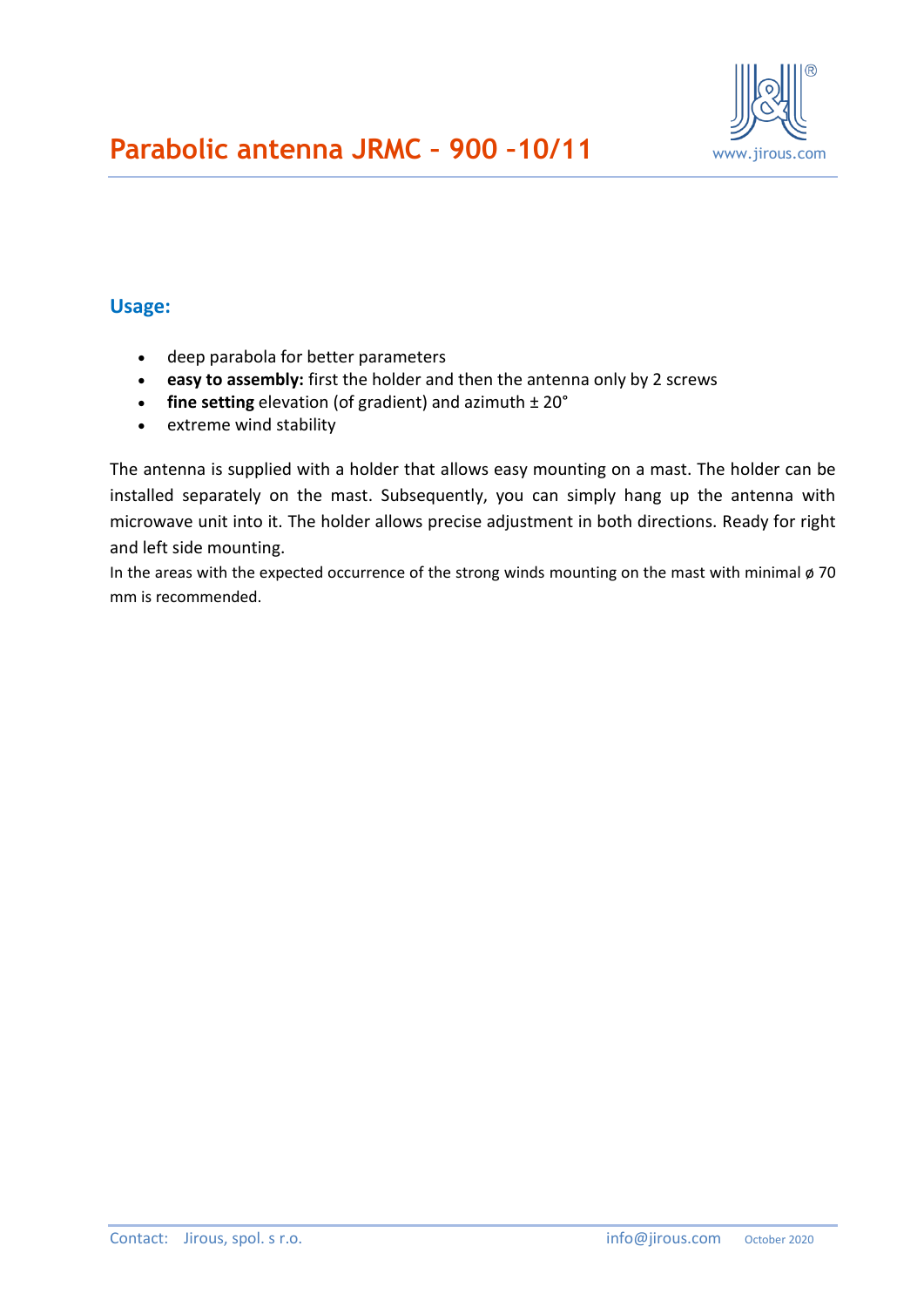# Parabolic antenna JRMC – 900 –10/11

## Usage:

- deep parabola for better parameters
- **easy to assembly:** first the holder and then the antenna only by 2 screws
- **fine setting** elevation (of gradient) and azimuth ± 20°
- extreme wind stability

The antenna is supplied with a holder that allows easy mounting on a mast. The holder can be installed separately on the mast. Subsequently, you can simply hang up the antenna with microwave unit into it. The holder allows precise adjustment in both directions. Ready for right and left side mounting.

In the areas with the expected occurrence of the strong winds mounting on the mast with minimal ø 70 mm is recommended.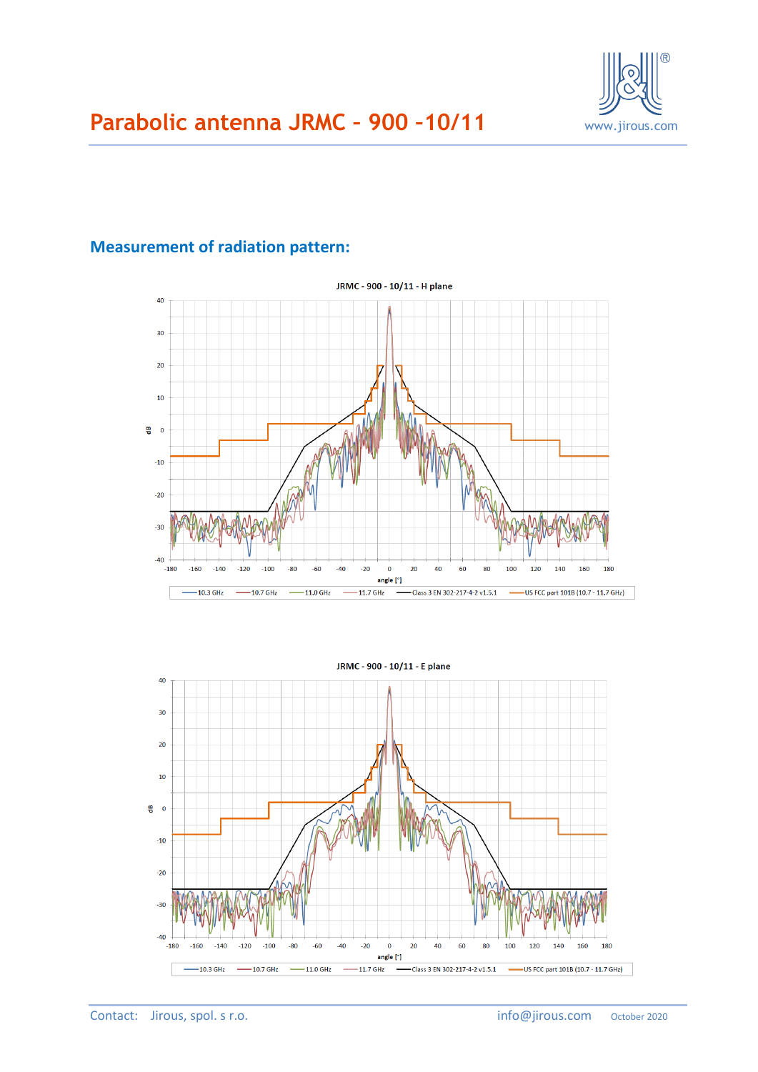# Parabolic antenna JRMC – 900 –10/11

## Measurement of radiation pattern:

JRMC - 900 - 10/11 - H plane

JRMC - 900 - 10/11 - E plane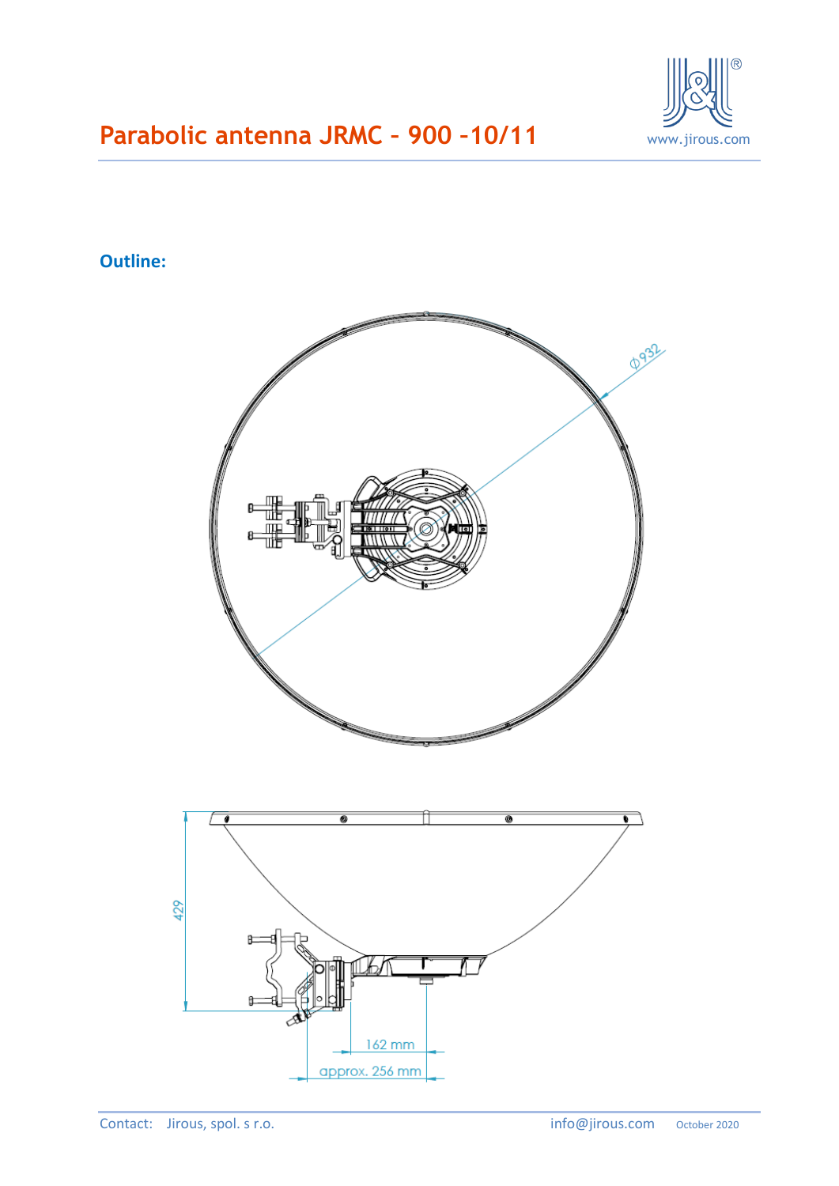# Parabolic antenna JRMC – 900 –10/11

## Outline:

ϕ932

429

162 mm

approx. 256 mm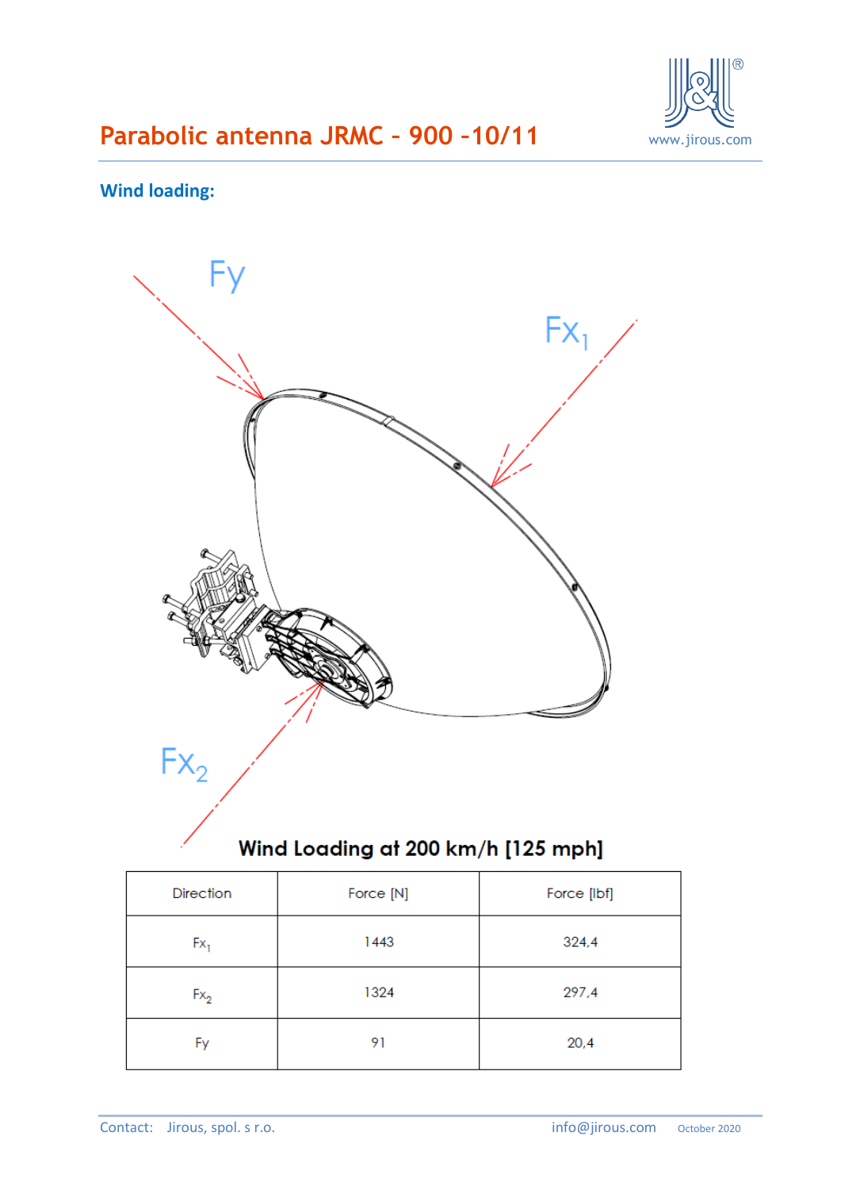# Parabolic antenna JRMC – 900 –10/11

## Wind loading:

Fy

$Fx_1$

$Fx_2$

**Wind Loading at 200 km/h [125 mph]**

| Direction | Force [N] | Force [lbf] |
|---|---|---|
| $Fx_1$ | 1443 | 324,4 |
| $Fx_2$ | 1324 | 297,4 |
| Fy | 91 | 20,4 |

Contact: Jirous, spol. s r.o. info@jirous.com October 2020